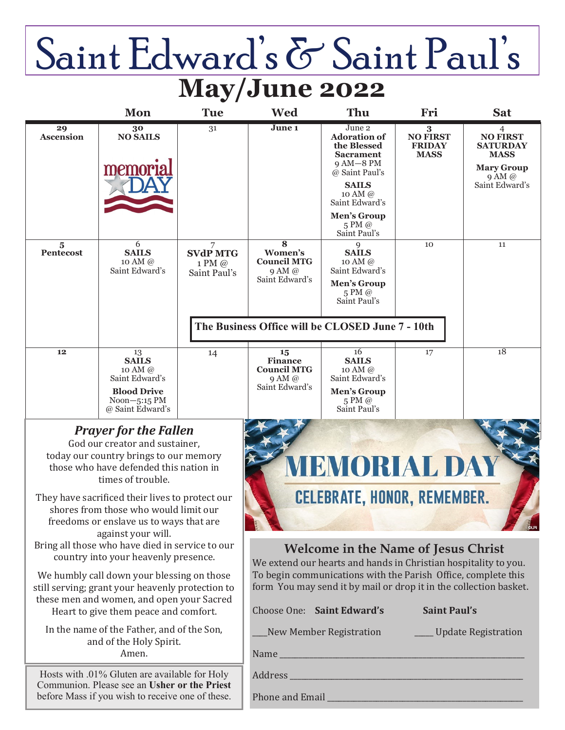# Saint Edward's & Saint Paul's

## May/June 2022

| Sun | Mon | Tue | Wed | Thu | Fri | Sat |
|---|---|---|---|---|---|---|
| **29** **Ascension** | **30** **NO SAILS** memorial DAY | 31 | **June 1** | June 2 **Adoration of the Blessed Sacrament** 9 AM—8 PM @ Saint Paul's **SAILS** 10 AM @ Saint Edward's **Men's Group** 5 PM @ Saint Paul's | **3** **NO FIRST FRIDAY MASS** | 4 **NO FIRST SATURDAY MASS** **Mary Group** 9 AM @ Saint Edward's |
| **5** **Pentecost** | 6 **SAILS** 10 AM @ Saint Edward's | 7 **SVdP MTG** 1 PM @ Saint Paul's | **8** **Women's Council MTG** 9 AM @ Saint Edward's | 9 **SAILS** 10 AM @ Saint Edward's **Men's Group** 5 PM @ Saint Paul's | 10 | 11 |
| **12** | 13 **SAILS** 10 AM @ Saint Edward's **Blood Drive** Noon—5:15 PM @ Saint Edward's | 14 | **15** **Finance Council MTG** 9 AM @ Saint Edward's | 16 **SAILS** 10 AM @ Saint Edward's **Men's Group** 5 PM @ Saint Paul's | 17 | 18 |

**The Business Office will be CLOSED June 7 - 10th**

### *Prayer for the Fallen*

God our creator and sustainer,
today our country brings to our memory
those who have defended this nation in
times of trouble.

They have sacrificed their lives to protect our
shores from those who would limit our
freedoms or enslave us to ways that are
against your will.
Bring all those who have died in service to our
country into your heavenly presence.

We humbly call down your blessing on those
still serving; grant your heavenly protection to
these men and women, and open your Sacred
Heart to give them peace and comfort.

In the name of the Father, and of the Son,
and of the Holy Spirit.
Amen.

Hosts with .01% Gluten are available for Holy Communion. Please see an **Usher or the Priest** before Mass if you wish to receive one of these.

**MEMORIAL DAY**
CELEBRATE, HONOR, REMEMBER.

### Welcome in the Name of Jesus Christ

We extend our hearts and hands in Christian hospitality to you. To begin communications with the Parish Office, complete this form You may send it by mail or drop it in the collection basket.

Choose One: **Saint Edward's** **Saint Paul's**

___New Member Registration ____ Update Registration

Name ________________________________________________

Address ______________________________________________

Phone and Email _______________________________________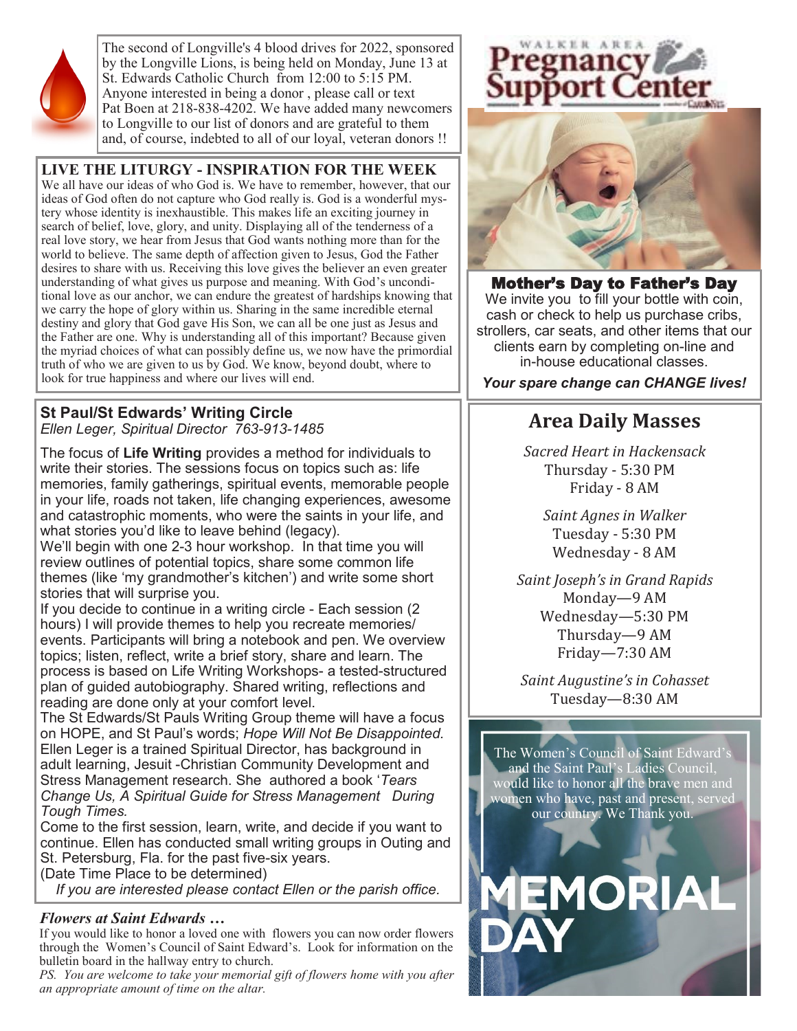The second of Longville's 4 blood drives for 2022, sponsored by the Longville Lions, is being held on Monday, June 13 at St. Edwards Catholic Church from 12:00 to 5:15 PM. Anyone interested in being a donor , please call or text Pat Boen at 218-838-4202. We have added many newcomers to Longville to our list of donors and are grateful to them and, of course, indebted to all of our loyal, veteran donors !!

## LIVE THE LITURGY - INSPIRATION FOR THE WEEK

We all have our ideas of who God is. We have to remember, however, that our ideas of God often do not capture who God really is. God is a wonderful mystery whose identity is inexhaustible. This makes life an exciting journey in search of belief, love, glory, and unity. Displaying all of the tenderness of a real love story, we hear from Jesus that God wants nothing more than for the world to believe. The same depth of affection given to Jesus, God the Father desires to share with us. Receiving this love gives the believer an even greater understanding of what gives us purpose and meaning. With God's unconditional love as our anchor, we can endure the greatest of hardships knowing that we carry the hope of glory within us. Sharing in the same incredible eternal destiny and glory that God gave His Son, we can all be one just as Jesus and the Father are one. Why is understanding all of this important? Because given the myriad choices of what can possibly define us, we now have the primordial truth of who we are given to us by God. We know, beyond doubt, where to look for true happiness and where our lives will end.

## St Paul/St Edwards' Writing Circle

*Ellen Leger, Spiritual Director 763-913-1485*

The focus of **Life Writing** provides a method for individuals to write their stories. The sessions focus on topics such as: life memories, family gatherings, spiritual events, memorable people in your life, roads not taken, life changing experiences, awesome and catastrophic moments, who were the saints in your life, and what stories you'd like to leave behind (legacy).

We'll begin with one 2-3 hour workshop. In that time you will review outlines of potential topics, share some common life themes (like 'my grandmother's kitchen') and write some short stories that will surprise you.

If you decide to continue in a writing circle - Each session (2 hours) I will provide themes to help you recreate memories/ events. Participants will bring a notebook and pen. We overview topics; listen, reflect, write a brief story, share and learn. The process is based on Life Writing Workshops- a tested-structured plan of guided autobiography. Shared writing, reflections and reading are done only at your comfort level.

The St Edwards/St Pauls Writing Group theme will have a focus on HOPE, and St Paul's words; *Hope Will Not Be Disappointed.*

Ellen Leger is a trained Spiritual Director, has background in adult learning, Jesuit -Christian Community Development and Stress Management research. She authored a book '*Tears Change Us, A Spiritual Guide for Stress Management During Tough Times.*

Come to the first session, learn, write, and decide if you want to continue. Ellen has conducted small writing groups in Outing and St. Petersburg, Fla. for the past five-six years.

(Date Time Place to be determined)

*If you are interested please contact Ellen or the parish office.*

### *Flowers at Saint Edwards …*

If you would like to honor a loved one with flowers you can now order flowers through the Women's Council of Saint Edward's. Look for information on the bulletin board in the hallway entry to church.

*PS. You are welcome to take your memorial gift of flowers home with you after an appropriate amount of time on the altar.*

WALKER AREA **Pregnancy Support Center**

### Mother's Day to Father's Day

We invite you to fill your bottle with coin, cash or check to help us purchase cribs, strollers, car seats, and other items that our clients earn by completing on-line and in-house educational classes.

***Your spare change can CHANGE lives!***

## Area Daily Masses

*Sacred Heart in Hackensack*
Thursday - 5:30 PM
Friday - 8 AM

*Saint Agnes in Walker*
Tuesday - 5:30 PM
Wednesday - 8 AM

*Saint Joseph's in Grand Rapids*
Monday—9 AM
Wednesday—5:30 PM
Thursday—9 AM
Friday—7:30 AM

*Saint Augustine's in Cohasset*
Tuesday—8:30 AM

The Women's Council of Saint Edward's and the Saint Paul's Ladies Council, would like to honor all the brave men and women who have, past and present, served our country. We Thank you.

MEMORIAL DAY